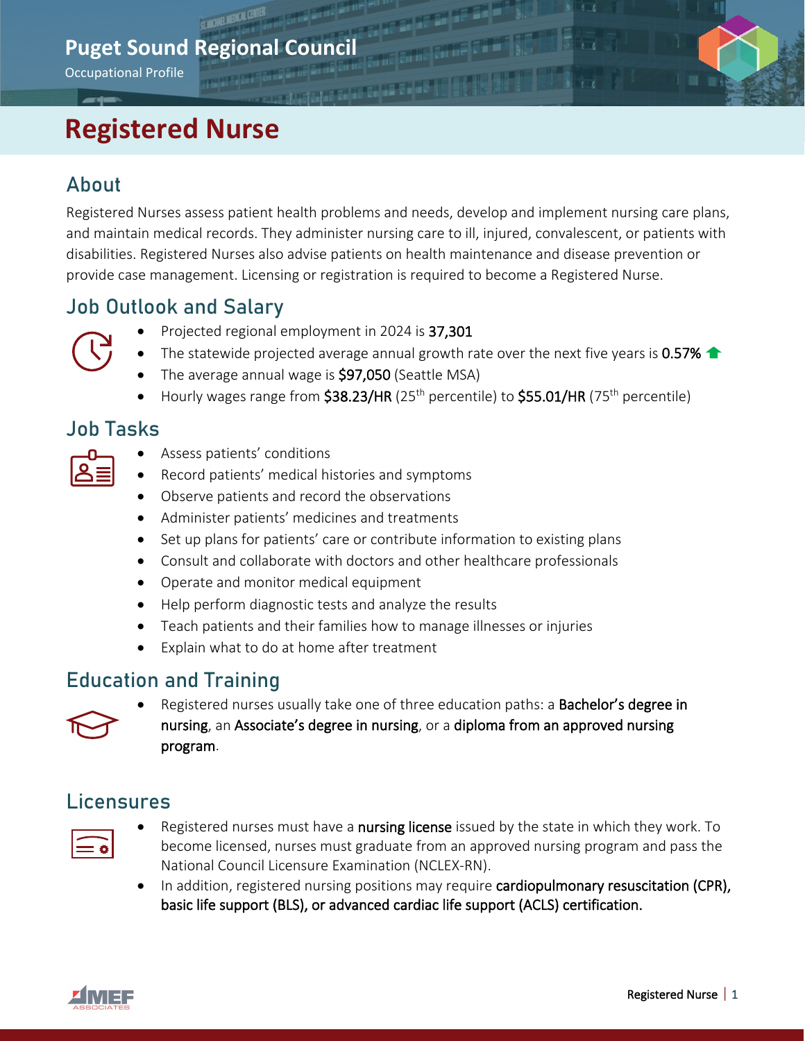# Puget Sound Regional Council

Occupational Profile

# Registered Nurse

## About

Registered Nurses assess patient health problems and needs, develop and implement nursing care plans, and maintain medical records. They administer nursing care to ill, injured, convalescent, or patients with disabilities. Registered Nurses also advise patients on health maintenance and disease prevention or provide case management. Licensing or registration is required to become a Registered Nurse.

## Job Outlook and Salary

- Projected regional employment in 2024 is **37,301**
- The statewide projected average annual growth rate over the next five years is **0.57%** ⬆
- The average annual wage is **$97,050** (Seattle MSA)
- Hourly wages range from **$38.23/HR** (25th percentile) to **$55.01/HR** (75th percentile)

## Job Tasks

- Assess patients' conditions
- Record patients' medical histories and symptoms
- Observe patients and record the observations
- Administer patients' medicines and treatments
- Set up plans for patients' care or contribute information to existing plans
- Consult and collaborate with doctors and other healthcare professionals
- Operate and monitor medical equipment
- Help perform diagnostic tests and analyze the results
- Teach patients and their families how to manage illnesses or injuries
- Explain what to do at home after treatment

## Education and Training

- Registered nurses usually take one of three education paths: a **Bachelor's degree in nursing**, an **Associate's degree in nursing**, or a **diploma from an approved nursing program**.

## Licensures

- Registered nurses must have a **nursing license** issued by the state in which they work. To become licensed, nurses must graduate from an approved nursing program and pass the National Council Licensure Examination (NCLEX-RN).
- In addition, registered nursing positions may require **cardiopulmonary resuscitation (CPR), basic life support (BLS), or advanced cardiac life support (ACLS) certification.**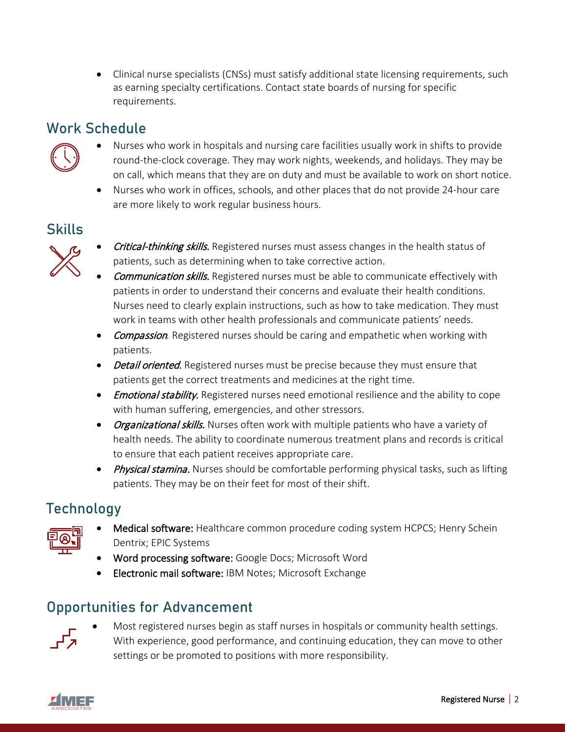- Clinical nurse specialists (CNSs) must satisfy additional state licensing requirements, such as earning specialty certifications. Contact state boards of nursing for specific requirements.

## Work Schedule

- Nurses who work in hospitals and nursing care facilities usually work in shifts to provide round-the-clock coverage. They may work nights, weekends, and holidays. They may be on call, which means that they are on duty and must be available to work on short notice.
- Nurses who work in offices, schools, and other places that do not provide 24-hour care are more likely to work regular business hours.

## Skills

- *Critical-thinking skills.* Registered nurses must assess changes in the health status of patients, such as determining when to take corrective action.
- *Communication skills.* Registered nurses must be able to communicate effectively with patients in order to understand their concerns and evaluate their health conditions. Nurses need to clearly explain instructions, such as how to take medication. They must work in teams with other health professionals and communicate patients' needs.
- *Compassion.* Registered nurses should be caring and empathetic when working with patients.
- *Detail oriented.* Registered nurses must be precise because they must ensure that patients get the correct treatments and medicines at the right time.
- *Emotional stability.* Registered nurses need emotional resilience and the ability to cope with human suffering, emergencies, and other stressors.
- *Organizational skills.* Nurses often work with multiple patients who have a variety of health needs. The ability to coordinate numerous treatment plans and records is critical to ensure that each patient receives appropriate care.
- *Physical stamina.* Nurses should be comfortable performing physical tasks, such as lifting patients. They may be on their feet for most of their shift.

## Technology

- Medical software: Healthcare common procedure coding system HCPCS; Henry Schein Dentrix; EPIC Systems
- Word processing software: Google Docs; Microsoft Word
- Electronic mail software: IBM Notes; Microsoft Exchange

## Opportunities for Advancement

- Most registered nurses begin as staff nurses in hospitals or community health settings. With experience, good performance, and continuing education, they can move to other settings or be promoted to positions with more responsibility.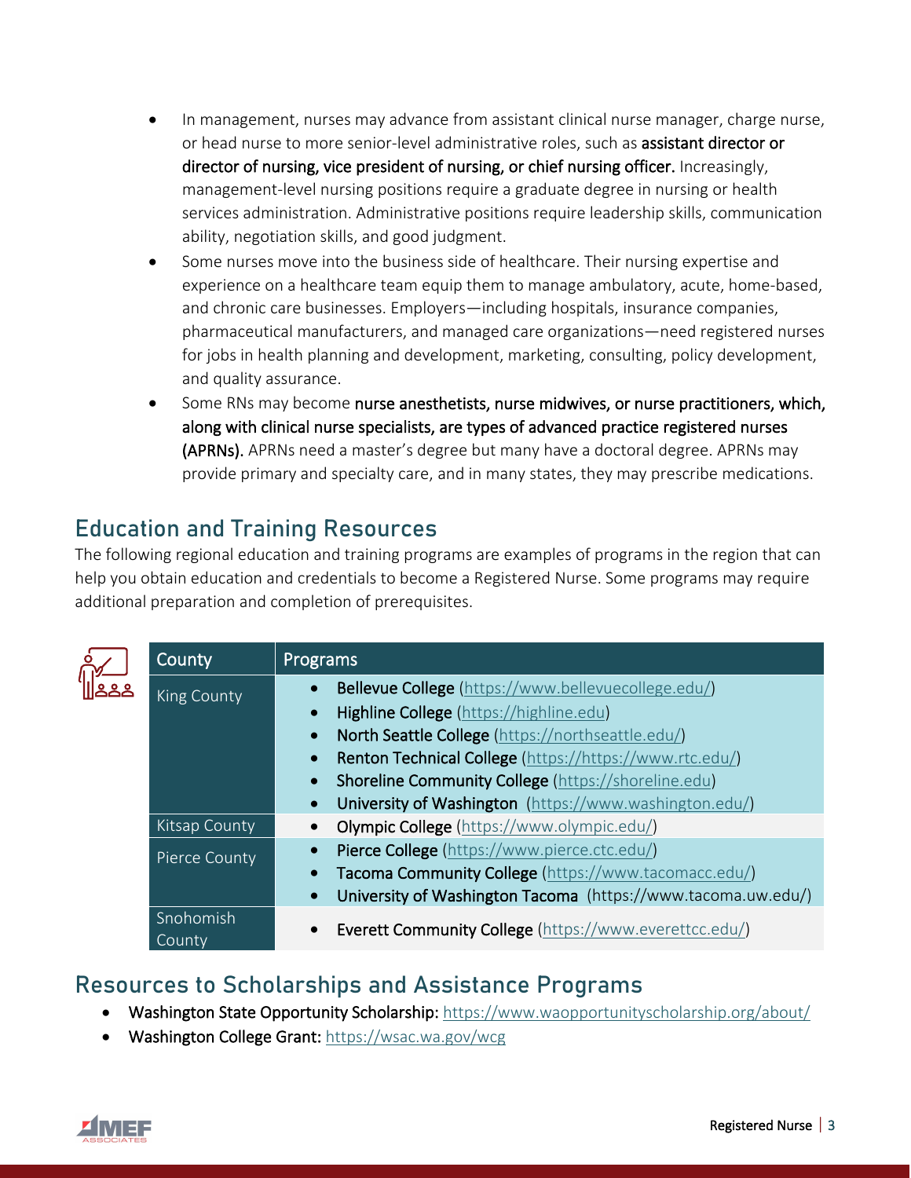- In management, nurses may advance from assistant clinical nurse manager, charge nurse, or head nurse to more senior-level administrative roles, such as **assistant director or director of nursing, vice president of nursing, or chief nursing officer.** Increasingly, management-level nursing positions require a graduate degree in nursing or health services administration. Administrative positions require leadership skills, communication ability, negotiation skills, and good judgment.
- Some nurses move into the business side of healthcare. Their nursing expertise and experience on a healthcare team equip them to manage ambulatory, acute, home-based, and chronic care businesses. Employers—including hospitals, insurance companies, pharmaceutical manufacturers, and managed care organizations—need registered nurses for jobs in health planning and development, marketing, consulting, policy development, and quality assurance.
- Some RNs may become **nurse anesthetists, nurse midwives, or nurse practitioners, which, along with clinical nurse specialists, are types of advanced practice registered nurses (APRNs).** APRNs need a master's degree but many have a doctoral degree. APRNs may provide primary and specialty care, and in many states, they may prescribe medications.

## Education and Training Resources

The following regional education and training programs are examples of programs in the region that can help you obtain education and credentials to become a Registered Nurse. Some programs may require additional preparation and completion of prerequisites.

| County | Programs |
|---|---|
| King County | • **Bellevue College** (https://www.bellevuecollege.edu/)<br>• **Highline College** (https://highline.edu)<br>• **North Seattle College** (https://northseattle.edu/)<br>• **Renton Technical College** (https://https://www.rtc.edu/)<br>• **Shoreline Community College** (https://shoreline.edu)<br>• **University of Washington** (https://www.washington.edu/) |
| Kitsap County | • **Olympic College** (https://www.olympic.edu/) |
| Pierce County | • **Pierce College** (https://www.pierce.ctc.edu/)<br>• **Tacoma Community College** (https://www.tacomacc.edu/)<br>• **University of Washington Tacoma** (https://www.tacoma.uw.edu/) |
| Snohomish County | • **Everett Community College** (https://www.everettcc.edu/) |

## Resources to Scholarships and Assistance Programs

- **Washington State Opportunity Scholarship:** https://www.waopportunityscholarship.org/about/
- **Washington College Grant:** https://wsac.wa.gov/wcg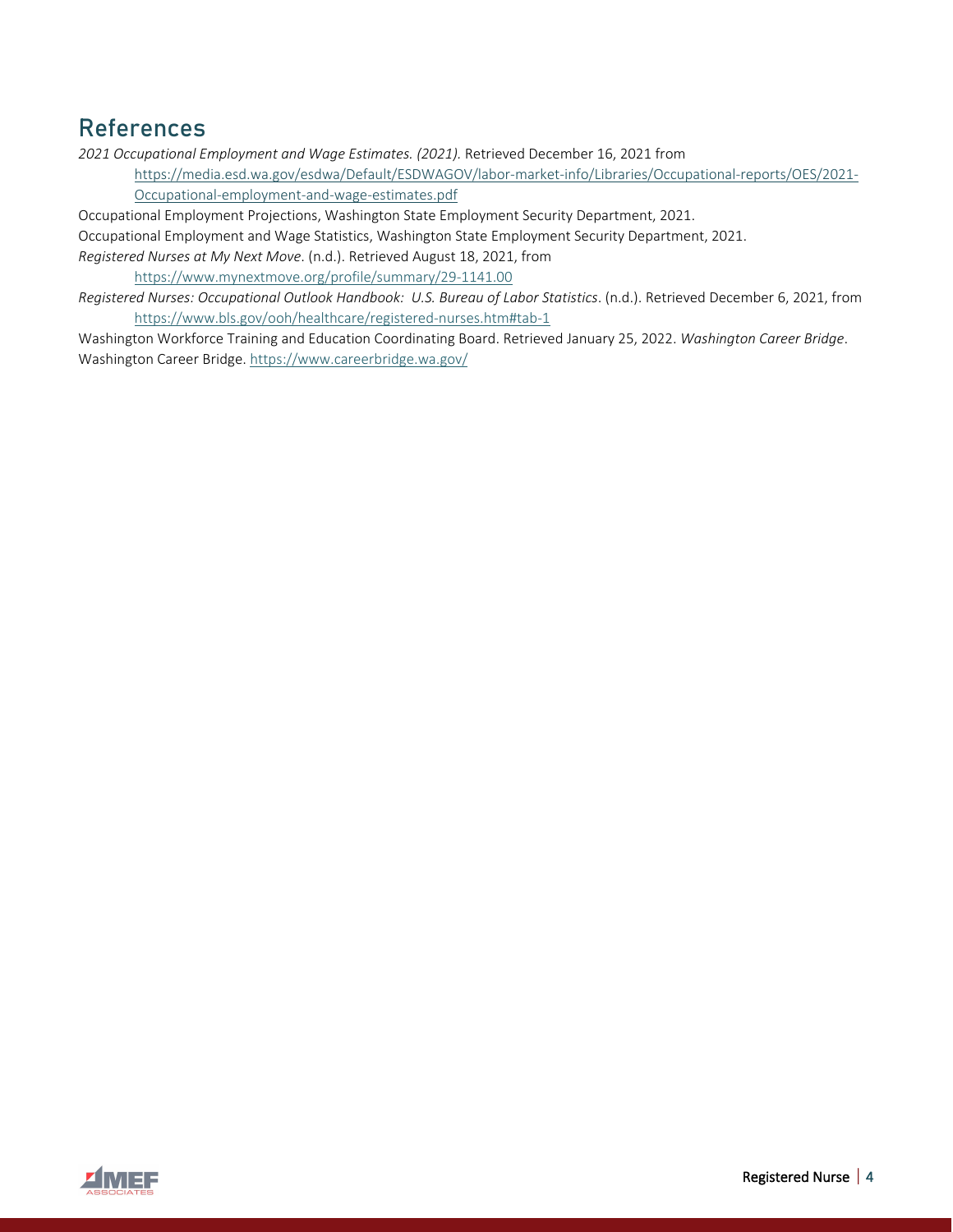## References

*2021 Occupational Employment and Wage Estimates. (2021).* Retrieved December 16, 2021 from https://media.esd.wa.gov/esdwa/Default/ESDWAGOV/labor-market-info/Libraries/Occupational-reports/OES/2021-Occupational-employment-and-wage-estimates.pdf

Occupational Employment Projections, Washington State Employment Security Department, 2021.

Occupational Employment and Wage Statistics, Washington State Employment Security Department, 2021.

*Registered Nurses at My Next Move*. (n.d.). Retrieved August 18, 2021, from https://www.mynextmove.org/profile/summary/29-1141.00

*Registered Nurses: Occupational Outlook Handbook: U.S. Bureau of Labor Statistics*. (n.d.). Retrieved December 6, 2021, from https://www.bls.gov/ooh/healthcare/registered-nurses.htm#tab-1

Washington Workforce Training and Education Coordinating Board. Retrieved January 25, 2022. *Washington Career Bridge*. Washington Career Bridge. https://www.careerbridge.wa.gov/